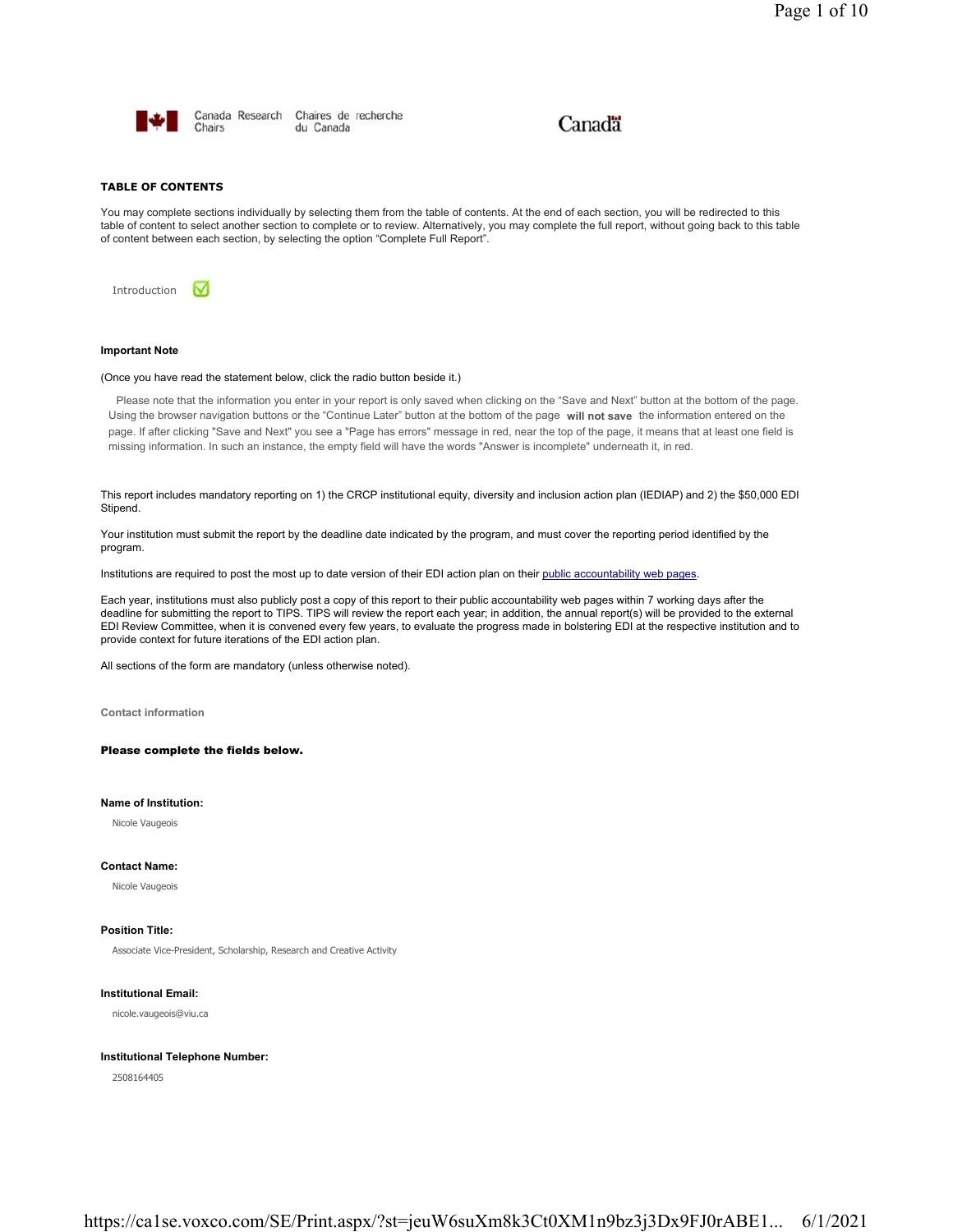Canada Research Chairs | Chaires de recherche du Canada

Canada

## TABLE OF CONTENTS

You may complete sections individually by selecting them from the table of contents. At the end of each section, you will be redirected to this table of content to select another section to complete or to review. Alternatively, you may complete the full report, without going back to this table of content between each section, by selecting the option “Complete Full Report”.

Introduction

### Important Note

(Once you have read the statement below, click the radio button beside it.)

Please note that the information you enter in your report is only saved when clicking on the “Save and Next” button at the bottom of the page. Using the browser navigation buttons or the “Continue Later” button at the bottom of the page **will not save** the information entered on the page. If after clicking "Save and Next" you see a "Page has errors" message in red, near the top of the page, it means that at least one field is missing information. In such an instance, the empty field will have the words "Answer is incomplete" underneath it, in red.

This report includes mandatory reporting on 1) the CRCP institutional equity, diversity and inclusion action plan (IEDIAP) and 2) the $50,000 EDI Stipend.

Your institution must submit the report by the deadline date indicated by the program, and must cover the reporting period identified by the program.

Institutions are required to post the most up to date version of their EDI action plan on their public accountability web pages.

Each year, institutions must also publicly post a copy of this report to their public accountability web pages within 7 working days after the deadline for submitting the report to TIPS. TIPS will review the report each year; in addition, the annual report(s) will be provided to the external EDI Review Committee, when it is convened every few years, to evaluate the progress made in bolstering EDI at the respective institution and to provide context for future iterations of the EDI action plan.

All sections of the form are mandatory (unless otherwise noted).

### Contact information

**Please complete the fields below.**

**Name of Institution:**

Nicole Vaugeois

**Contact Name:**

Nicole Vaugeois

**Position Title:**

Associate Vice-President, Scholarship, Research and Creative Activity

**Institutional Email:**

nicole.vaugeois@viu.ca

**Institutional Telephone Number:**

2508164405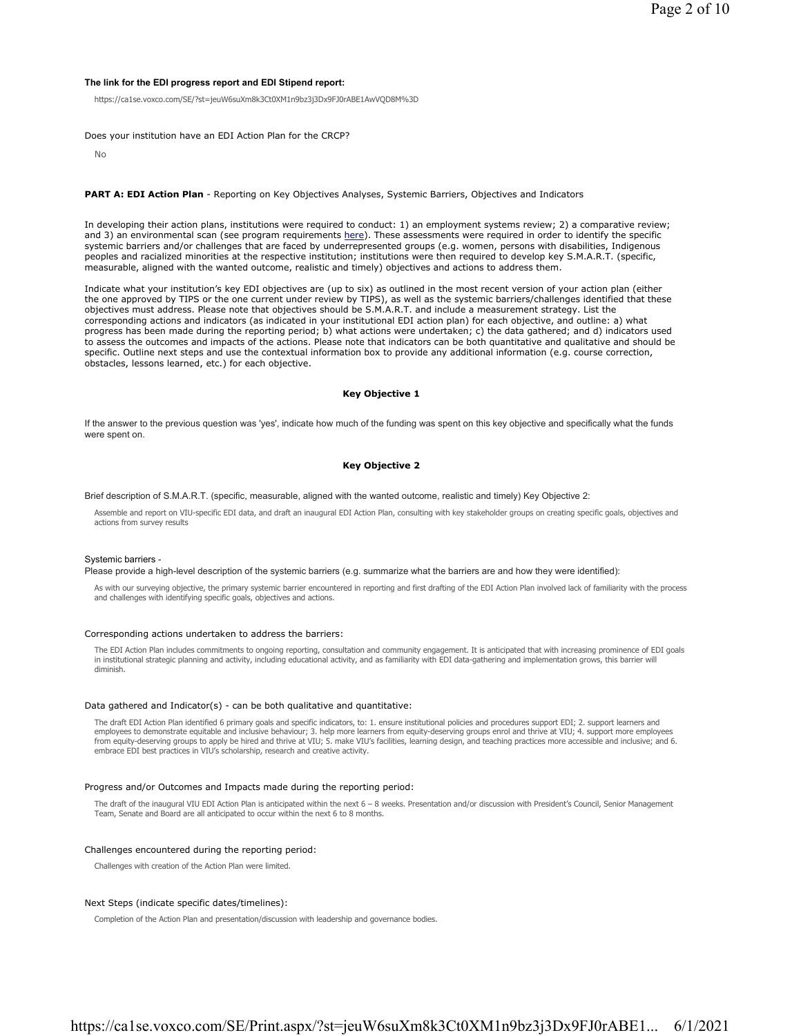**The link for the EDI progress report and EDI Stipend report:**

https://ca1se.voxco.com/SE/?st=jeuW6suXm8k3Ct0XM1n9bz3j3Dx9FJ0rABE1AwVQD8M%3D

Does your institution have an EDI Action Plan for the CRCP?

No

**PART A: EDI Action Plan** - Reporting on Key Objectives Analyses, Systemic Barriers, Objectives and Indicators

In developing their action plans, institutions were required to conduct: 1) an employment systems review; 2) a comparative review; and 3) an environmental scan (see program requirements here). These assessments were required in order to identify the specific systemic barriers and/or challenges that are faced by underrepresented groups (e.g. women, persons with disabilities, Indigenous peoples and racialized minorities at the respective institution; institutions were then required to develop key S.M.A.R.T. (specific, measurable, aligned with the wanted outcome, realistic and timely) objectives and actions to address them.

Indicate what your institution's key EDI objectives are (up to six) as outlined in the most recent version of your action plan (either the one approved by TIPS or the one current under review by TIPS), as well as the systemic barriers/challenges identified that these objectives must address. Please note that objectives should be S.M.A.R.T. and include a measurement strategy. List the corresponding actions and indicators (as indicated in your institutional EDI action plan) for each objective, and outline: a) what progress has been made during the reporting period; b) what actions were undertaken; c) the data gathered; and d) indicators used to assess the outcomes and impacts of the actions. Please note that indicators can be both quantitative and qualitative and should be specific. Outline next steps and use the contextual information box to provide any additional information (e.g. course correction, obstacles, lessons learned, etc.) for each objective.

**Key Objective 1**

If the answer to the previous question was 'yes', indicate how much of the funding was spent on this key objective and specifically what the funds were spent on.

**Key Objective 2**

Brief description of S.M.A.R.T. (specific, measurable, aligned with the wanted outcome, realistic and timely) Key Objective 2:

Assemble and report on VIU-specific EDI data, and draft an inaugural EDI Action Plan, consulting with key stakeholder groups on creating specific goals, objectives and actions from survey results

Systemic barriers -
Please provide a high-level description of the systemic barriers (e.g. summarize what the barriers are and how they were identified):

As with our surveying objective, the primary systemic barrier encountered in reporting and first drafting of the EDI Action Plan involved lack of familiarity with the process and challenges with identifying specific goals, objectives and actions.

Corresponding actions undertaken to address the barriers:

The EDI Action Plan includes commitments to ongoing reporting, consultation and community engagement. It is anticipated that with increasing prominence of EDI goals in institutional strategic planning and activity, including educational activity, and as familiarity with EDI data-gathering and implementation grows, this barrier will diminish.

Data gathered and Indicator(s) - can be both qualitative and quantitative:

The draft EDI Action Plan identified 6 primary goals and specific indicators, to: 1. ensure institutional policies and procedures support EDI; 2. support learners and employees to demonstrate equitable and inclusive behaviour; 3. help more learners from equity-deserving groups enrol and thrive at VIU; 4. support more employees from equity-deserving groups to apply be hired and thrive at VIU; 5. make VIU's facilities, learning design, and teaching practices more accessible and inclusive; and 6. embrace EDI best practices in VIU's scholarship, research and creative activity.

Progress and/or Outcomes and Impacts made during the reporting period:

The draft of the inaugural VIU EDI Action Plan is anticipated within the next 6 – 8 weeks. Presentation and/or discussion with President's Council, Senior Management Team, Senate and Board are all anticipated to occur within the next 6 to 8 months.

Challenges encountered during the reporting period:

Challenges with creation of the Action Plan were limited.

Next Steps (indicate specific dates/timelines):

Completion of the Action Plan and presentation/discussion with leadership and governance bodies.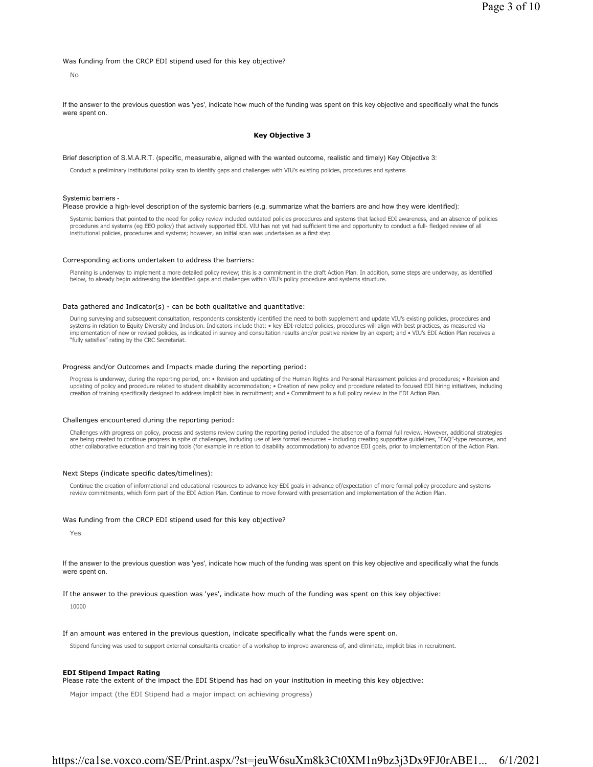Was funding from the CRCP EDI stipend used for this key objective?

No

If the answer to the previous question was 'yes', indicate how much of the funding was spent on this key objective and specifically what the funds were spent on.

### Key Objective 3

Brief description of S.M.A.R.T. (specific, measurable, aligned with the wanted outcome, realistic and timely) Key Objective 3:

Conduct a preliminary institutional policy scan to identify gaps and challenges with VIU's existing policies, procedures and systems

Systemic barriers -
Please provide a high-level description of the systemic barriers (e.g. summarize what the barriers are and how they were identified):

Systemic barriers that pointed to the need for policy review included outdated policies procedures and systems that lacked EDI awareness, and an absence of policies procedures and systems (eg EEO policy) that actively supported EDI. VIU has not yet had sufficient time and opportunity to conduct a full- fledged review of all institutional policies, procedures and systems; however, an initial scan was undertaken as a first step

Corresponding actions undertaken to address the barriers:

Planning is underway to implement a more detailed policy review; this is a commitment in the draft Action Plan. In addition, some steps are underway, as identified below, to already begin addressing the identified gaps and challenges within VIU's policy procedure and systems structure.

Data gathered and Indicator(s) - can be both qualitative and quantitative:

During surveying and subsequent consultation, respondents consistently identified the need to both supplement and update VIU's existing policies, procedures and systems in relation to Equity Diversity and Inclusion. Indicators include that: • key EDI-related policies, procedures will align with best practices, as measured via implementation of new or revised policies, as indicated in survey and consultation results and/or positive review by an expert; and • VIU's EDI Action Plan receives a "fully satisfies" rating by the CRC Secretariat.

Progress and/or Outcomes and Impacts made during the reporting period:

Progress is underway, during the reporting period, on: • Revision and updating of the Human Rights and Personal Harassment policies and procedures; • Revision and updating of policy and procedure related to student disability accommodation; • Creation of new policy and procedure related to focused EDI hiring initiatives, including creation of training specifically designed to address implicit bias in recruitment; and • Commitment to a full policy review in the EDI Action Plan.

Challenges encountered during the reporting period:

Challenges with progress on policy, process and systems review during the reporting period included the absence of a formal full review. However, additional strategies are being created to continue progress in spite of challenges, including use of less formal resources – including creating supportive guidelines, "FAQ"-type resources, and other collaborative education and training tools (for example in relation to disability accommodation) to advance EDI goals, prior to implementation of the Action Plan.

Next Steps (indicate specific dates/timelines):

Continue the creation of informational and educational resources to advance key EDI goals in advance of/expectation of more formal policy procedure and systems review commitments, which form part of the EDI Action Plan. Continue to move forward with presentation and implementation of the Action Plan.

Was funding from the CRCP EDI stipend used for this key objective?

Yes

If the answer to the previous question was 'yes', indicate how much of the funding was spent on this key objective and specifically what the funds were spent on.

If the answer to the previous question was 'yes', indicate how much of the funding was spent on this key objective:

10000

If an amount was entered in the previous question, indicate specifically what the funds were spent on.

Stipend funding was used to support external consultants creation of a workshop to improve awareness of, and eliminate, implicit bias in recruitment.

**EDI Stipend Impact Rating**
Please rate the extent of the impact the EDI Stipend has had on your institution in meeting this key objective:

Major impact (the EDI Stipend had a major impact on achieving progress)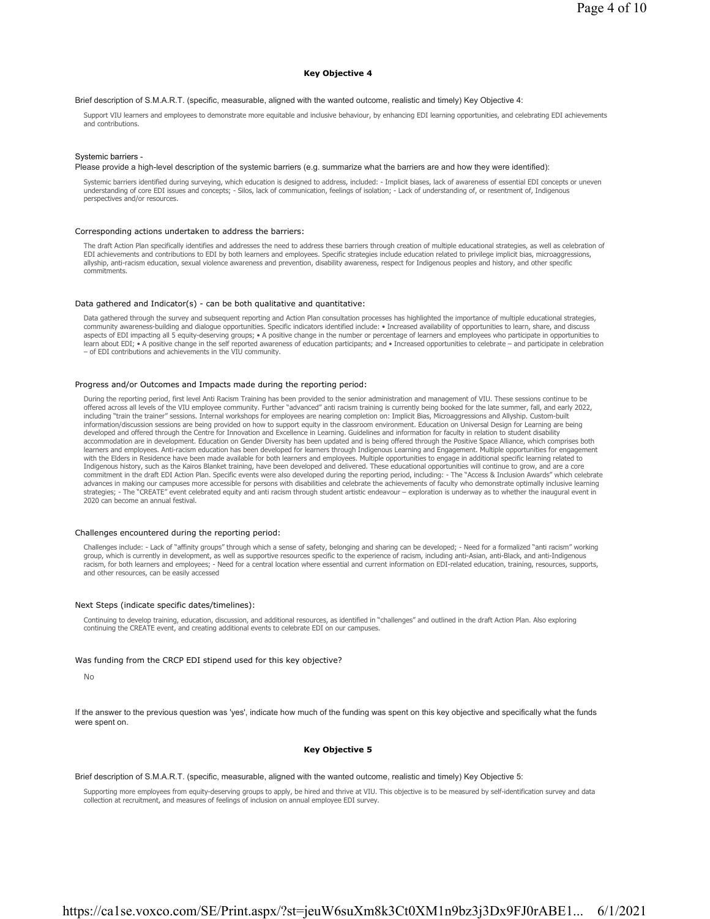## Key Objective 4

Brief description of S.M.A.R.T. (specific, measurable, aligned with the wanted outcome, realistic and timely) Key Objective 4:

Support VIU learners and employees to demonstrate more equitable and inclusive behaviour, by enhancing EDI learning opportunities, and celebrating EDI achievements and contributions.

Systemic barriers -
Please provide a high-level description of the systemic barriers (e.g. summarize what the barriers are and how they were identified):

Systemic barriers identified during surveying, which education is designed to address, included: - Implicit biases, lack of awareness of essential EDI concepts or uneven understanding of core EDI issues and concepts; - Silos, lack of communication, feelings of isolation; - Lack of understanding of, or resentment of, Indigenous perspectives and/or resources.

Corresponding actions undertaken to address the barriers:

The draft Action Plan specifically identifies and addresses the need to address these barriers through creation of multiple educational strategies, as well as celebration of EDI achievements and contributions to EDI by both learners and employees. Specific strategies include education related to privilege implicit bias, microaggressions, allyship, anti-racism education, sexual violence awareness and prevention, disability awareness, respect for Indigenous peoples and history, and other specific commitments.

Data gathered and Indicator(s) - can be both qualitative and quantitative:

Data gathered through the survey and subsequent reporting and Action Plan consultation processes has highlighted the importance of multiple educational strategies, community awareness-building and dialogue opportunities. Specific indicators identified include: • Increased availability of opportunities to learn, share, and discuss aspects of EDI impacting all 5 equity-deserving groups; • A positive change in the number or percentage of learners and employees who participate in opportunities to learn about EDI; • A positive change in the self reported awareness of education participants; and • Increased opportunities to celebrate – and participate in celebration – of EDI contributions and achievements in the VIU community.

Progress and/or Outcomes and Impacts made during the reporting period:

During the reporting period, first level Anti Racism Training has been provided to the senior administration and management of VIU. These sessions continue to be offered across all levels of the VIU employee community. Further "advanced" anti racism training is currently being booked for the late summer, fall, and early 2022, including "train the trainer" sessions. Internal workshops for employees are nearing completion on: Implicit Bias, Microaggressions and Allyship. Custom-built information/discussion sessions are being provided on how to support equity in the classroom environment. Education on Universal Design for Learning are being developed and offered through the Centre for Innovation and Excellence in Learning. Guidelines and information for faculty in relation to student disability accommodation are in development. Education on Gender Diversity has been updated and is being offered through the Positive Space Alliance, which comprises both learners and employees. Anti-racism education has been developed for learners through Indigenous Learning and Engagement. Multiple opportunities for engagement with the Elders in Residence have been made available for both learners and employees. Multiple opportunities to engage in additional specific learning related to Indigenous history, such as the Kairos Blanket training, have been developed and delivered. These educational opportunities will continue to grow, and are a core commitment in the draft EDI Action Plan. Specific events were also developed during the reporting period, including: - The "Access & Inclusion Awards" which celebrate advances in making our campuses more accessible for persons with disabilities and celebrate the achievements of faculty who demonstrate optimally inclusive learning strategies; - The "CREATE" event celebrated equity and anti racism through student artistic endeavour – exploration is underway as to whether the inaugural event in 2020 can become an annual festival.

Challenges encountered during the reporting period:

Challenges include: - Lack of "affinity groups" through which a sense of safety, belonging and sharing can be developed; - Need for a formalized "anti racism" working group, which is currently in development, as well as supportive resources specific to the experience of racism, including anti-Asian, anti-Black, and anti-Indigenous racism, for both learners and employees; - Need for a central location where essential and current information on EDI-related education, training, resources, supports, and other resources, can be easily accessed

Next Steps (indicate specific dates/timelines):

Continuing to develop training, education, discussion, and additional resources, as identified in "challenges" and outlined in the draft Action Plan. Also exploring continuing the CREATE event, and creating additional events to celebrate EDI on our campuses.

Was funding from the CRCP EDI stipend used for this key objective?

No

If the answer to the previous question was 'yes', indicate how much of the funding was spent on this key objective and specifically what the funds were spent on.

## Key Objective 5

Brief description of S.M.A.R.T. (specific, measurable, aligned with the wanted outcome, realistic and timely) Key Objective 5:

Supporting more employees from equity-deserving groups to apply, be hired and thrive at VIU. This objective is to be measured by self-identification survey and data collection at recruitment, and measures of feelings of inclusion on annual employee EDI survey.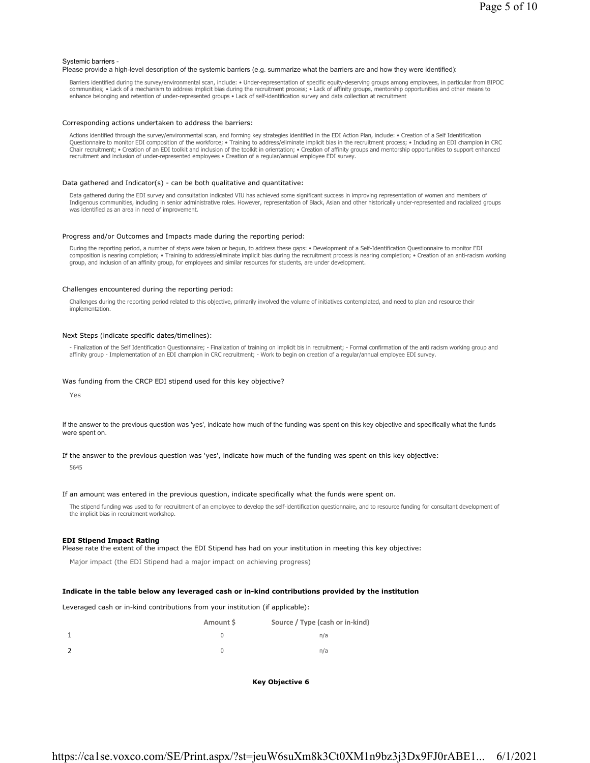Systemic barriers -
Please provide a high-level description of the systemic barriers (e.g. summarize what the barriers are and how they were identified):

Barriers identified during the survey/environmental scan, include: • Under-representation of specific equity-deserving groups among employees, in particular from BIPOC communities; • Lack of a mechanism to address implicit bias during the recruitment process; • Lack of affinity groups, mentorship opportunities and other means to enhance belonging and retention of under-represented groups • Lack of self-identification survey and data collection at recruitment

Corresponding actions undertaken to address the barriers:

Actions identified through the survey/environmental scan, and forming key strategies identified in the EDI Action Plan, include: • Creation of a Self Identification Questionnaire to monitor EDI composition of the workforce; • Training to address/eliminate implicit bias in the recruitment process; • Including an EDI champion in CRC Chair recruitment; • Creation of an EDI toolkit and inclusion of the toolkit in orientation; • Creation of affinity groups and mentorship opportunities to support enhanced recruitment and inclusion of under-represented employees • Creation of a regular/annual employee EDI survey.

Data gathered and Indicator(s) - can be both qualitative and quantitative:

Data gathered during the EDI survey and consultation indicated VIU has achieved some significant success in improving representation of women and members of Indigenous communities, including in senior administrative roles. However, representation of Black, Asian and other historically under-represented and racialized groups was identified as an area in need of improvement.

Progress and/or Outcomes and Impacts made during the reporting period:

During the reporting period, a number of steps were taken or begun, to address these gaps: • Development of a Self-Identification Questionnaire to monitor EDI composition is nearing completion; • Training to address/eliminate implicit bias during the recruitment process is nearing completion; • Creation of an anti-racism working group, and inclusion of an affinity group, for employees and similar resources for students, are under development.

Challenges encountered during the reporting period:

Challenges during the reporting period related to this objective, primarily involved the volume of initiatives contemplated, and need to plan and resource their implementation.

Next Steps (indicate specific dates/timelines):

- Finalization of the Self Identification Questionnaire; - Finalization of training on implicit bis in recruitment; - Formal confirmation of the anti racism working group and affinity group - Implementation of an EDI champion in CRC recruitment; - Work to begin on creation of a regular/annual employee EDI survey.

Was funding from the CRCP EDI stipend used for this key objective?

Yes

If the answer to the previous question was 'yes', indicate how much of the funding was spent on this key objective and specifically what the funds were spent on.

If the answer to the previous question was 'yes', indicate how much of the funding was spent on this key objective:

5645

If an amount was entered in the previous question, indicate specifically what the funds were spent on.

The stipend funding was used to for recruitment of an employee to develop the self-identification questionnaire, and to resource funding for consultant development of the implicit bias in recruitment workshop.

**EDI Stipend Impact Rating**
Please rate the extent of the impact the EDI Stipend has had on your institution in meeting this key objective:

Major impact (the EDI Stipend had a major impact on achieving progress)

**Indicate in the table below any leveraged cash or in-kind contributions provided by the institution**

Leveraged cash or in-kind contributions from your institution (if applicable):

| | Amount $ | Source / Type (cash or in-kind) |
|---|---|---|
| 1 | 0 | n/a |
| 2 | 0 | n/a |

**Key Objective 6**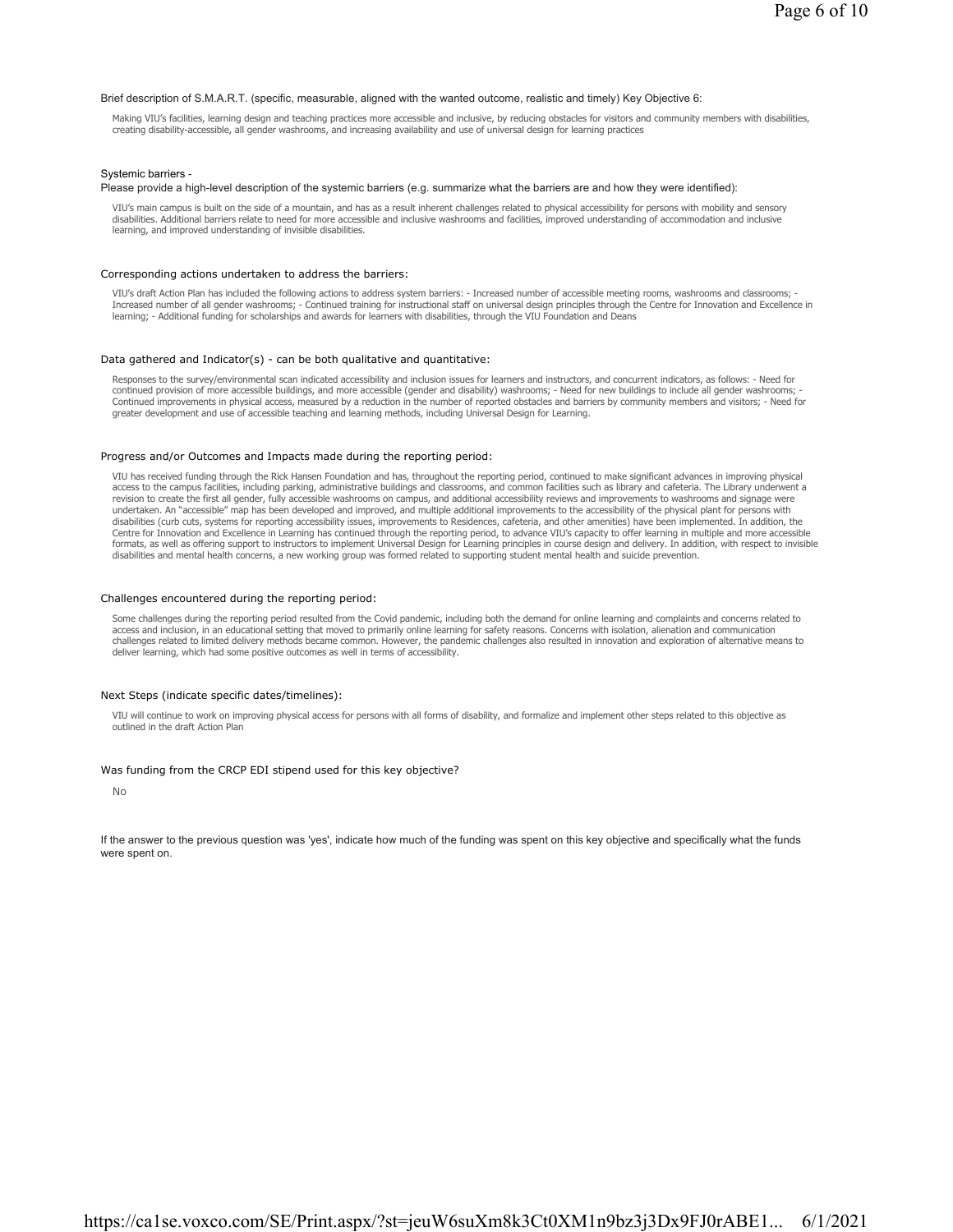Brief description of S.M.A.R.T. (specific, measurable, aligned with the wanted outcome, realistic and timely) Key Objective 6:

Making VIU's facilities, learning design and teaching practices more accessible and inclusive, by reducing obstacles for visitors and community members with disabilities, creating disability-accessible, all gender washrooms, and increasing availability and use of universal design for learning practices

Systemic barriers -
Please provide a high-level description of the systemic barriers (e.g. summarize what the barriers are and how they were identified):

VIU's main campus is built on the side of a mountain, and has as a result inherent challenges related to physical accessibility for persons with mobility and sensory disabilities. Additional barriers relate to need for more accessible and inclusive washrooms and facilities, improved understanding of accommodation and inclusive learning, and improved understanding of invisible disabilities.

Corresponding actions undertaken to address the barriers:

VIU's draft Action Plan has included the following actions to address system barriers: - Increased number of accessible meeting rooms, washrooms and classrooms; - Increased number of all gender washrooms; - Continued training for instructional staff on universal design principles through the Centre for Innovation and Excellence in learning; - Additional funding for scholarships and awards for learners with disabilities, through the VIU Foundation and Deans

Data gathered and Indicator(s) - can be both qualitative and quantitative:

Responses to the survey/environmental scan indicated accessibility and inclusion issues for learners and instructors, and concurrent indicators, as follows: - Need for continued provision of more accessible buildings, and more accessible (gender and disability) washrooms; - Need for new buildings to include all gender washrooms; - Continued improvements in physical access, measured by a reduction in the number of reported obstacles and barriers by community members and visitors; - Need for greater development and use of accessible teaching and learning methods, including Universal Design for Learning.

Progress and/or Outcomes and Impacts made during the reporting period:

VIU has received funding through the Rick Hansen Foundation and has, throughout the reporting period, continued to make significant advances in improving physical access to the campus facilities, including parking, administrative buildings and classrooms, and common facilities such as library and cafeteria. The Library underwent a revision to create the first all gender, fully accessible washrooms on campus, and additional accessibility reviews and improvements to washrooms and signage were undertaken. An "accessible" map has been developed and improved, and multiple additional improvements to the accessibility of the physical plant for persons with disabilities (curb cuts, systems for reporting accessibility issues, improvements to Residences, cafeteria, and other amenities) have been implemented. In addition, the Centre for Innovation and Excellence in Learning has continued through the reporting period, to advance VIU's capacity to offer learning in multiple and more accessible formats, as well as offering support to instructors to implement Universal Design for Learning principles in course design and delivery. In addition, with respect to invisible disabilities and mental health concerns, a new working group was formed related to supporting student mental health and suicide prevention.

Challenges encountered during the reporting period:

Some challenges during the reporting period resulted from the Covid pandemic, including both the demand for online learning and complaints and concerns related to access and inclusion, in an educational setting that moved to primarily online learning for safety reasons. Concerns with isolation, alienation and communication challenges related to limited delivery methods became common. However, the pandemic challenges also resulted in innovation and exploration of alternative means to deliver learning, which had some positive outcomes as well in terms of accessibility.

Next Steps (indicate specific dates/timelines):

VIU will continue to work on improving physical access for persons with all forms of disability, and formalize and implement other steps related to this objective as outlined in the draft Action Plan

Was funding from the CRCP EDI stipend used for this key objective?

No

If the answer to the previous question was 'yes', indicate how much of the funding was spent on this key objective and specifically what the funds were spent on.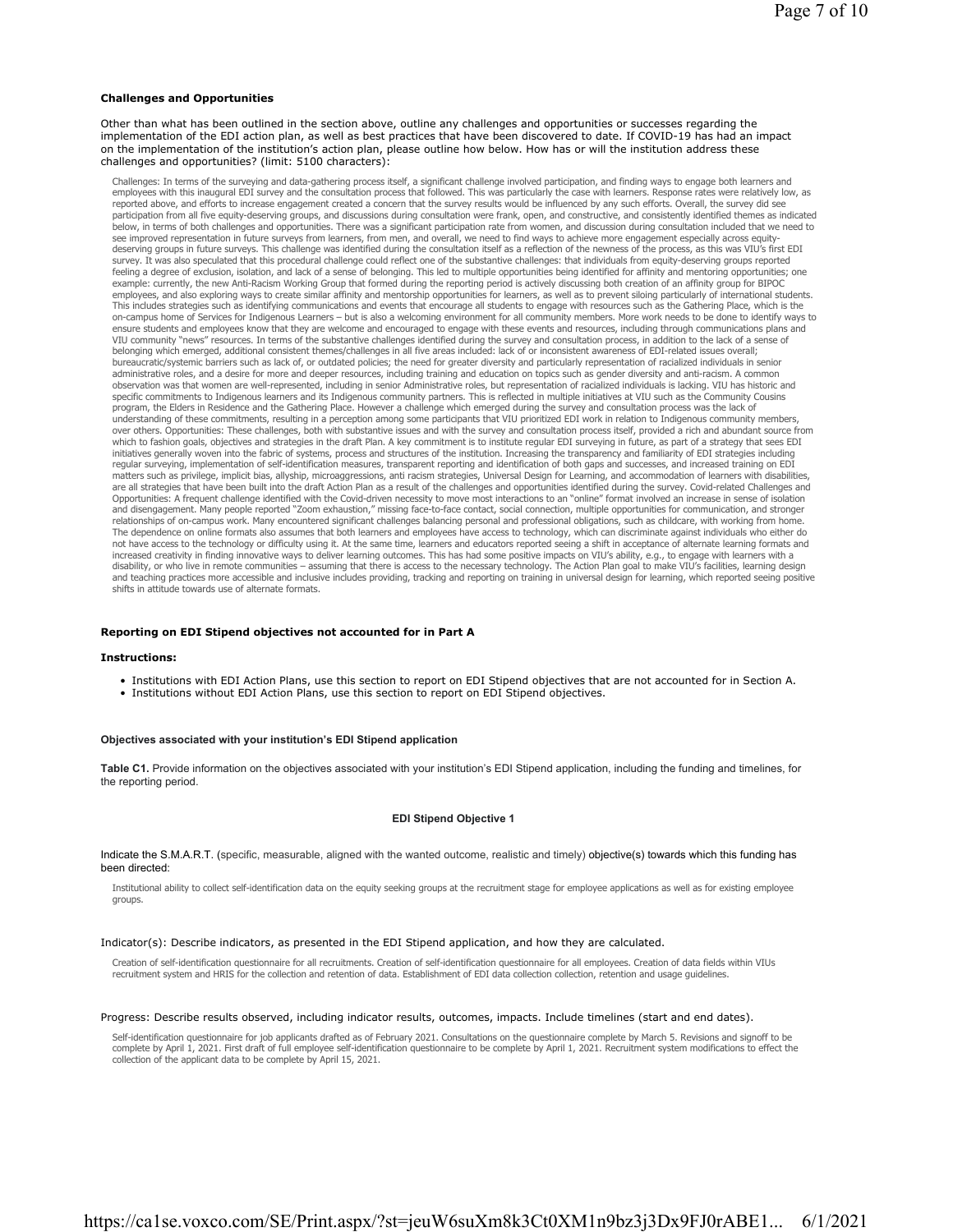**Challenges and Opportunities**

Other than what has been outlined in the section above, outline any challenges and opportunities or successes regarding the implementation of the EDI action plan, as well as best practices that have been discovered to date. If COVID-19 has had an impact on the implementation of the institution's action plan, please outline how below. How has or will the institution address these challenges and opportunities? (limit: 5100 characters):

Challenges: In terms of the surveying and data-gathering process itself, a significant challenge involved participation, and finding ways to engage both learners and employees with this inaugural EDI survey and the consultation process that followed. This was particularly the case with learners. Response rates were relatively low, as reported above, and efforts to increase engagement created a concern that the survey results would be influenced by any such efforts. Overall, the survey did see participation from all five equity-deserving groups, and discussions during consultation were frank, open, and constructive, and consistently identified themes as indicated below, in terms of both challenges and opportunities. There was a significant participation rate from women, and discussion during consultation included that we need to see improved representation in future surveys from learners, from men, and overall, we need to find ways to achieve more engagement especially across equity-deserving groups in future surveys. This challenge was identified during the consultation itself as a reflection of the newness of the process, as this was VIU's first EDI survey. It was also speculated that this procedural challenge could reflect one of the substantive challenges: that individuals from equity-deserving groups reported feeling a degree of exclusion, isolation, and lack of a sense of belonging. This led to multiple opportunities being identified for affinity and mentoring opportunities; one example: currently, the new Anti-Racism Working Group that formed during the reporting period is actively discussing both creation of an affinity group for BIPOC employees, and also exploring ways to create similar affinity and mentorship opportunities for learners, as well as to prevent siloing particularly of international students. This includes strategies such as identifying communications and events that encourage all students to engage with resources such as the Gathering Place, which is the on-campus home of Services for Indigenous Learners – but is also a welcoming environment for all community members. More work needs to be done to identify ways to ensure students and employees know that they are welcome and encouraged to engage with these events and resources, including through communications plans and VIU community "news" resources. In terms of the substantive challenges identified during the survey and consultation process, in addition to the lack of a sense of belonging which emerged, additional consistent themes/challenges in all five areas included: lack of or inconsistent awareness of EDI-related issues overall; bureaucratic/systemic barriers such as lack of, or outdated policies; the need for greater diversity and particularly representation of racialized individuals in senior administrative roles, and a desire for more and deeper resources, including training and education on topics such as gender diversity and anti-racism. A common observation was that women are well-represented, including in senior Administrative roles, but representation of racialized individuals is lacking. VIU has historic and specific commitments to Indigenous learners and its Indigenous community partners. This is reflected in multiple initiatives at VIU such as the Community Cousins program, the Elders in Residence and the Gathering Place. However a challenge which emerged during the survey and consultation process was the lack of understanding of these commitments, resulting in a perception among some participants that VIU prioritized EDI work in relation to Indigenous community members, over others. Opportunities: These challenges, both with substantive issues and with the survey and consultation process itself, provided a rich and abundant source from which to fashion goals, objectives and strategies in the draft Plan. A key commitment is to institute regular EDI surveying in future, as part of a strategy that sees EDI initiatives generally woven into the fabric of systems, process and structures of the institution. Increasing the transparency and familiarity of EDI strategies including regular surveying, implementation of self-identification measures, transparent reporting and identification of both gaps and successes, and increased training on EDI matters such as privilege, implicit bias, allyship, microaggressions, anti racism strategies, Universal Design for Learning, and accommodation of learners with disabilities, are all strategies that have been built into the draft Action Plan as a result of the challenges and opportunities identified during the survey. Covid-related Challenges and Opportunities: A frequent challenge identified with the Covid-driven necessity to move most interactions to an "online" format involved an increase in sense of isolation and disengagement. Many people reported "Zoom exhaustion," missing face-to-face contact, social connection, multiple opportunities for communication, and stronger relationships of on-campus work. Many encountered significant challenges balancing personal and professional obligations, such as childcare, with working from home. The dependence on online formats also assumes that both learners and employees have access to technology, which can discriminate against individuals who either do not have access to the technology or difficulty using it. At the same time, learners and educators reported seeing a shift in acceptance of alternate learning formats and increased creativity in finding innovative ways to deliver learning outcomes. This has had some positive impacts on VIU's ability, e.g., to engage with learners with a disability, or who live in remote communities – assuming that there is access to the necessary technology. The Action Plan goal to make VIU's facilities, learning design and teaching practices more accessible and inclusive includes providing, tracking and reporting on training in universal design for learning, which reported seeing positive shifts in attitude towards use of alternate formats.

**Reporting on EDI Stipend objectives not accounted for in Part A**

**Instructions:**

- Institutions with EDI Action Plans, use this section to report on EDI Stipend objectives that are not accounted for in Section A.
- Institutions without EDI Action Plans, use this section to report on EDI Stipend objectives.

**Objectives associated with your institution's EDI Stipend application**

**Table C1.** Provide information on the objectives associated with your institution's EDI Stipend application, including the funding and timelines, for the reporting period.

**EDI Stipend Objective 1**

Indicate the S.M.A.R.T. (specific, measurable, aligned with the wanted outcome, realistic and timely) objective(s) towards which this funding has been directed:

Institutional ability to collect self-identification data on the equity seeking groups at the recruitment stage for employee applications as well as for existing employee groups.

Indicator(s): Describe indicators, as presented in the EDI Stipend application, and how they are calculated.

Creation of self-identification questionnaire for all recruitments. Creation of self-identification questionnaire for all employees. Creation of data fields within VIUs recruitment system and HRIS for the collection and retention of data. Establishment of EDI data collection collection, retention and usage guidelines.

Progress: Describe results observed, including indicator results, outcomes, impacts. Include timelines (start and end dates).

Self-identification questionnaire for job applicants drafted as of February 2021. Consultations on the questionnaire complete by March 5. Revisions and signoff to be complete by April 1, 2021. First draft of full employee self-identification questionnaire to be complete by April 1, 2021. Recruitment system modifications to effect the collection of the applicant data to be complete by April 15, 2021.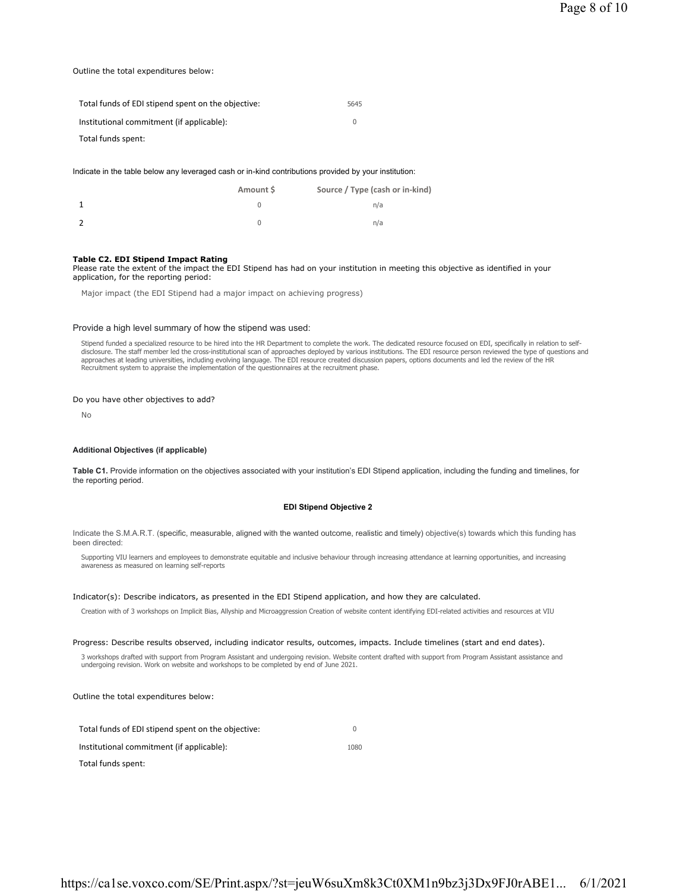Outline the total expenditures below:

| | |
|---|---|
| Total funds of EDI stipend spent on the objective: | 5645 |
| Institutional commitment (if applicable): | 0 |
| Total funds spent: | |

Indicate in the table below any leveraged cash or in-kind contributions provided by your institution:

| | Amount $ | Source / Type (cash or in-kind) |
|---|---|---|
| 1 | 0 | n/a |
| 2 | 0 | n/a |

**Table C2. EDI Stipend Impact Rating**
Please rate the extent of the impact the EDI Stipend has had on your institution in meeting this objective as identified in your application, for the reporting period:

Major impact (the EDI Stipend had a major impact on achieving progress)

Provide a high level summary of how the stipend was used:

Stipend funded a specialized resource to be hired into the HR Department to complete the work. The dedicated resource focused on EDI, specifically in relation to self-disclosure. The staff member led the cross-institutional scan of approaches deployed by various institutions. The EDI resource person reviewed the type of questions and approaches at leading universities, including evolving language. The EDI resource created discussion papers, options documents and led the review of the HR Recruitment system to appraise the implementation of the questionnaires at the recruitment phase.

Do you have other objectives to add?

No

**Additional Objectives (if applicable)**

**Table C1.** Provide information on the objectives associated with your institution's EDI Stipend application, including the funding and timelines, for the reporting period.

**EDI Stipend Objective 2**

Indicate the S.M.A.R.T. (specific, measurable, aligned with the wanted outcome, realistic and timely) objective(s) towards which this funding has been directed:

Supporting VIU learners and employees to demonstrate equitable and inclusive behaviour through increasing attendance at learning opportunities, and increasing awareness as measured on learning self-reports

Indicator(s): Describe indicators, as presented in the EDI Stipend application, and how they are calculated.

Creation with of 3 workshops on Implicit Bias, Allyship and Microaggression Creation of website content identifying EDI-related activities and resources at VIU

Progress: Describe results observed, including indicator results, outcomes, impacts. Include timelines (start and end dates).

3 workshops drafted with support from Program Assistant and undergoing revision. Website content drafted with support from Program Assistant assistance and undergoing revision. Work on website and workshops to be completed by end of June 2021.

Outline the total expenditures below:

| | |
|---|---|
| Total funds of EDI stipend spent on the objective: | 0 |
| Institutional commitment (if applicable): | 1080 |
| Total funds spent: | |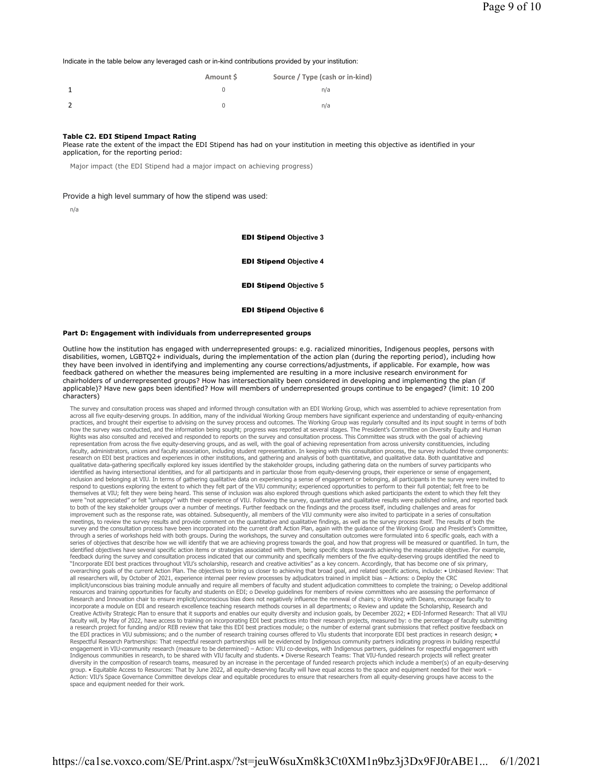Indicate in the table below any leveraged cash or in-kind contributions provided by your institution:

| | Amount $ | Source / Type (cash or in-kind) |
|---|---|---|
| 1 | 0 | n/a |
| 2 | 0 | n/a |

**Table C2. EDI Stipend Impact Rating**

Please rate the extent of the impact the EDI Stipend has had on your institution in meeting this objective as identified in your application, for the reporting period:

Major impact (the EDI Stipend had a major impact on achieving progress)

Provide a high level summary of how the stipend was used:

n/a

**EDI Stipend Objective 3**

**EDI Stipend Objective 4**

**EDI Stipend Objective 5**

**EDI Stipend Objective 6**

**Part D: Engagement with individuals from underrepresented groups**

Outline how the institution has engaged with underrepresented groups: e.g. racialized minorities, Indigenous peoples, persons with disabilities, women, LGBTQ2+ individuals, during the implementation of the action plan (during the reporting period), including how they have been involved in identifying and implementing any course corrections/adjustments, if applicable. For example, how was feedback gathered on whether the measures being implemented are resulting in a more inclusive research environment for chairholders of underrepresented groups? How has intersectionality been considered in developing and implementing the plan (if applicable)? Have new gaps been identified? How will members of underrepresented groups continue to be engaged? (limit: 10 200 characters)

The survey and consultation process was shaped and informed through consultation with an EDI Working Group, which was assembled to achieve representation from across all five equity-deserving groups. In addition, many of the individual Working Group members have significant experience and understanding of equity-enhancing practices, and brought their expertise to advising on the survey process and outcomes. The Working Group was regularly consulted and its input sought in terms of both how the survey was conducted, and the information being sought; progress was reported at several stages. The President's Committee on Diversity Equity and Human Rights was also consulted and received and responded to reports on the survey and consultation process. This Committee was struck with the goal of achieving representation from across the five equity-deserving groups, and as well, with the goal of achieving representation from across university constituencies, including faculty, administrators, unions and faculty association, including student representation. In keeping with this consultation process, the survey included three components: research on EDI best practices and experiences in other institutions, and gathering and analysis of both quantitative, and qualitative data. Both quantitative and qualitative data-gathering specifically explored key issues identified by the stakeholder groups, including gathering data on the numbers of survey participants who identified as having intersectional identities, and for all participants and in particular those from equity-deserving groups, their experience or sense of engagement, inclusion and belonging at VIU. In terms of gathering qualitative data on experiencing a sense of engagement or belonging, all participants in the survey were invited to respond to questions exploring the extent to which they felt part of the VIU community; experienced opportunities to perform to their full potential; felt free to be themselves at VIU; felt they were being heard. This sense of inclusion was also explored through questions which asked participants the extent to which they felt they were "not appreciated" or felt "unhappy" with their experience of VIU. Following the survey, quantitative and qualitative results were published online, and reported back to both of the key stakeholder groups over a number of meetings. Further feedback on the findings and the process itself, including challenges and areas for improvement such as the response rate, was obtained. Subsequently, all members of the VIU community were also invited to participate in a series of consultation meetings, to review the survey results and provide comment on the quantitative and qualitative findings, as well as the survey process itself. The results of both the survey and the consultation process have been incorporated into the current draft Action Plan, again with the guidance of the Working Group and President's Committee, through a series of workshops held with both groups. During the workshops, the survey and consultation outcomes were formulated into 6 specific goals, each with a series of objectives that describe how we will identify that we are achieving progress towards the goal, and how that progress will be measured or quantified. In turn, the identified objectives have several specific action items or strategies associated with them, being specific steps towards achieving the measurable objective. For example, feedback during the survey and consultation process indicated that our community and specifically members of the five equity-deserving groups identified the need to "Incorporate EDI best practices throughout VIU's scholarship, research and creative activities" as a key concern. Accordingly, that has become one of six primary, overarching goals of the current Action Plan. The objectives to bring us closer to achieving that broad goal, and related specific actions, include: • Unbiased Review: That all researchers will, by October of 2021, experience internal peer review processes by adjudicators trained in implicit bias – Actions: o Deploy the CRC implicit/unconscious bias training module annually and require all members of faculty and student adjudication committees to complete the training; o Develop additional resources and training opportunities for faculty and students on EDI; o Develop guidelines for members of review committees who are assessing the performance of Research and Innovation chair to ensure implicit/unconscious bias does not negatively influence the renewal of chairs; o Working with Deans, encourage faculty to incorporate a module on EDI and research excellence teaching research methods courses in all departments; o Review and update the Scholarship, Research and Creative Activity Strategic Plan to ensure that it supports and enables our equity diversity and inclusion goals, by December 2022; • EDI-Informed Research: That all VIU faculty will, by May of 2022, have access to training on incorporating EDI best practices into their research projects, measured by: o the percentage of faculty submitting a research project for funding and/or REB review that take this EDI best practices module; o the number of external grant submissions that reflect positive feedback on the EDI practices in VIU submissions; and o the number of research training courses offered to VIu students that incorporate EDI best practices in research design; • Respectful Research Partnerships: That respectful research partnerships will be evidenced by Indigenous community partners indicating progress in building respectful engagement in VIU-community research (measure to be determined) – Action: VIU co-develops, with Indigenous partners, guidelines for respectful engagement with Indigenous communities in research, to be shared with VIU faculty and students. • Diverse Research Teams: That VIU-funded research projects will reflect greater diversity in the composition of research teams, measured by an increase in the percentage of funded research projects which include a member(s) of an equity-deserving group. • Equitable Access to Resources: That by June 2022, all equity-deserving faculty will have equal access to the space and equipment needed for their work – Action: VIU's Space Governance Committee develops clear and equitable procedures to ensure that researchers from all equity-deserving groups have access to the space and equipment needed for their work.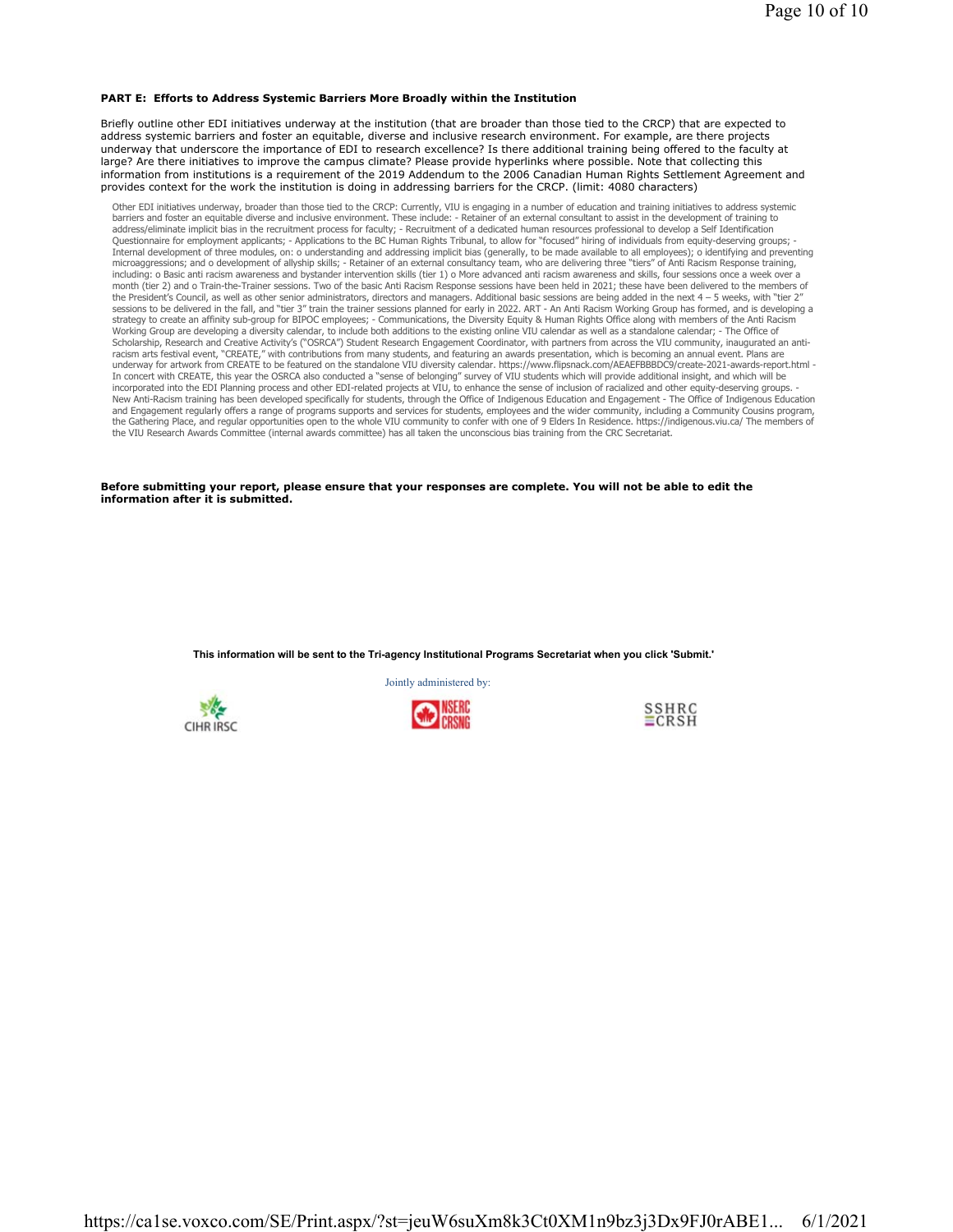**PART E: Efforts to Address Systemic Barriers More Broadly within the Institution**

Briefly outline other EDI initiatives underway at the institution (that are broader than those tied to the CRCP) that are expected to address systemic barriers and foster an equitable, diverse and inclusive research environment. For example, are there projects underway that underscore the importance of EDI to research excellence? Is there additional training being offered to the faculty at large? Are there initiatives to improve the campus climate? Please provide hyperlinks where possible. Note that collecting this information from institutions is a requirement of the 2019 Addendum to the 2006 Canadian Human Rights Settlement Agreement and provides context for the work the institution is doing in addressing barriers for the CRCP. (limit: 4080 characters)

Other EDI initiatives underway, broader than those tied to the CRCP: Currently, VIU is engaging in a number of education and training initiatives to address systemic barriers and foster an equitable diverse and inclusive environment. These include: - Retainer of an external consultant to assist in the development of training to address/eliminate implicit bias in the recruitment process for faculty; - Recruitment of a dedicated human resources professional to develop a Self Identification Questionnaire for employment applicants; - Applications to the BC Human Rights Tribunal, to allow for "focused" hiring of individuals from equity-deserving groups; - Internal development of three modules, on: o understanding and addressing implicit bias (generally, to be made available to all employees); o identifying and preventing microaggressions; and o development of allyship skills; - Retainer of an external consultancy team, who are delivering three "tiers" of Anti Racism Response training, including: o Basic anti racism awareness and bystander intervention skills (tier 1) o More advanced anti racism awareness and skills, four sessions once a week over a month (tier 2) and o Train-the-Trainer sessions. Two of the basic Anti Racism Response sessions have been held in 2021; these have been delivered to the members of the President's Council, as well as other senior administrators, directors and managers. Additional basic sessions are being added in the next 4 – 5 weeks, with "tier 2" sessions to be delivered in the fall, and "tier 3" train the trainer sessions planned for early in 2022. ART - An Anti Racism Working Group has formed, and is developing a strategy to create an affinity sub-group for BIPOC employees; - Communications, the Diversity Equity & Human Rights Office along with members of the Anti Racism Working Group are developing a diversity calendar, to include both additions to the existing online VIU calendar as well as a standalone calendar; - The Office of Scholarship, Research and Creative Activity's ("OSRCA") Student Research Engagement Coordinator, with partners from across the VIU community, inaugurated an anti-racism arts festival event, "CREATE," with contributions from many students, and featuring an awards presentation, which is becoming an annual event. Plans are underway for artwork from CREATE to be featured on the standalone VIU diversity calendar. https://www.flipsnack.com/AEAEFBBBDC9/create-2021-awards-report.html - In concert with CREATE, this year the OSRCA also conducted a "sense of belonging" survey of VIU students which will provide additional insight, and which will be incorporated into the EDI Planning process and other EDI-related projects at VIU, to enhance the sense of inclusion of racialized and other equity-deserving groups. - New Anti-Racism training has been developed specifically for students, through the Office of Indigenous Education and Engagement - The Office of Indigenous Education and Engagement regularly offers a range of programs supports and services for students, employees and the wider community, including a Community Cousins program, the Gathering Place, and regular opportunities open to the whole VIU community to confer with one of 9 Elders In Residence. https://indigenous.viu.ca/ The members of the VIU Research Awards Committee (internal awards committee) has all taken the unconscious bias training from the CRC Secretariat.

**Before submitting your report, please ensure that your responses are complete. You will not be able to edit the information after it is submitted.**

**This information will be sent to the Tri-agency Institutional Programs Secretariat when you click 'Submit.'**

Jointly administered by:

CIHR IRSC NSERC CRSNG SSHRC CRSH